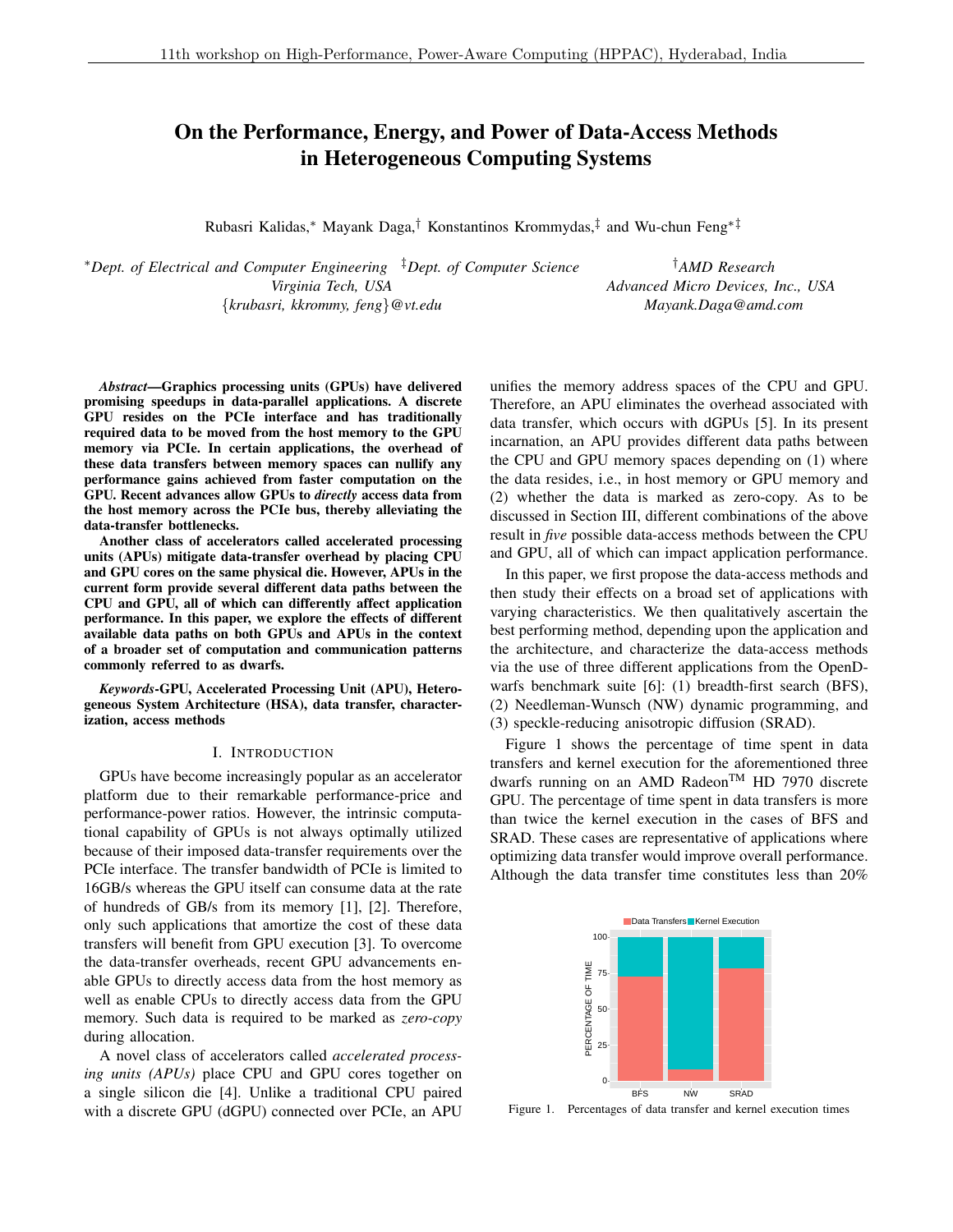# On the Performance, Energy, and Power of Data-Access Methods in Heterogeneous Computing Systems

Rubasri Kalidas,* Mayank Daga,† Konstantinos Krommydas,‡ and Wu-chun Feng*‡

*Dept. of Electrical and Computer Engineering ‡Dept. of Computer Science
Virginia Tech, USA
{krubasri, kkrommy, feng}@vt.edu

†AMD Research
Advanced Micro Devices, Inc., USA
Mayank.Daga@amd.com

***Abstract*—Graphics processing units (GPUs) have delivered promising speedups in data-parallel applications. A discrete GPU resides on the PCIe interface and has traditionally required data to be moved from the host memory to the GPU memory via PCIe. In certain applications, the overhead of these data transfers between memory spaces can nullify any performance gains achieved from faster computation on the GPU. Recent advances allow GPUs to *directly* access data from the host memory across the PCIe bus, thereby alleviating the data-transfer bottlenecks.**

**Another class of accelerators called accelerated processing units (APUs) mitigate data-transfer overhead by placing CPU and GPU cores on the same physical die. However, APUs in the current form provide several different data paths between the CPU and GPU, all of which can differently affect application performance. In this paper, we explore the effects of different available data paths on both GPUs and APUs in the context of a broader set of computation and communication patterns commonly referred to as dwarfs.**

***Keywords*-GPU, Accelerated Processing Unit (APU), Heterogeneous System Architecture (HSA), data transfer, characterization, access methods**

## I. Introduction

GPUs have become increasingly popular as an accelerator platform due to their remarkable performance-price and performance-power ratios. However, the intrinsic computational capability of GPUs is not always optimally utilized because of their imposed data-transfer requirements over the PCIe interface. The transfer bandwidth of PCIe is limited to 16GB/s whereas the GPU itself can consume data at the rate of hundreds of GB/s from its memory [1], [2]. Therefore, only such applications that amortize the cost of these data transfers will benefit from GPU execution [3]. To overcome the data-transfer overheads, recent GPU advancements enable GPUs to directly access data from the host memory as well as enable CPUs to directly access data from the GPU memory. Such data is required to be marked as *zero-copy* during allocation.

A novel class of accelerators called *accelerated processing units (APUs)* place CPU and GPU cores together on a single silicon die [4]. Unlike a traditional CPU paired with a discrete GPU (dGPU) connected over PCIe, an APU unifies the memory address spaces of the CPU and GPU. Therefore, an APU eliminates the overhead associated with data transfer, which occurs with dGPUs [5]. In its present incarnation, an APU provides different data paths between the CPU and GPU memory spaces depending on (1) where the data resides, i.e., in host memory or GPU memory and (2) whether the data is marked as zero-copy. As to be discussed in Section III, different combinations of the above result in *five* possible data-access methods between the CPU and GPU, all of which can impact application performance.

In this paper, we first propose the data-access methods and then study their effects on a broad set of applications with varying characteristics. We then qualitatively ascertain the best performing method, depending upon the application and the architecture, and characterize the data-access methods via the use of three different applications from the OpenDwarfs benchmark suite [6]: (1) breadth-first search (BFS), (2) Needleman-Wunsch (NW) dynamic programming, and (3) speckle-reducing anisotropic diffusion (SRAD).

Figure 1 shows the percentage of time spent in data transfers and kernel execution for the aforementioned three dwarfs running on an AMD Radeon™ HD 7970 discrete GPU. The percentage of time spent in data transfers is more than twice the kernel execution in the cases of BFS and SRAD. These cases are representative of applications where optimizing data transfer would improve overall performance. Although the data transfer time constitutes less than 20%

Figure 1. Percentages of data transfer and kernel execution times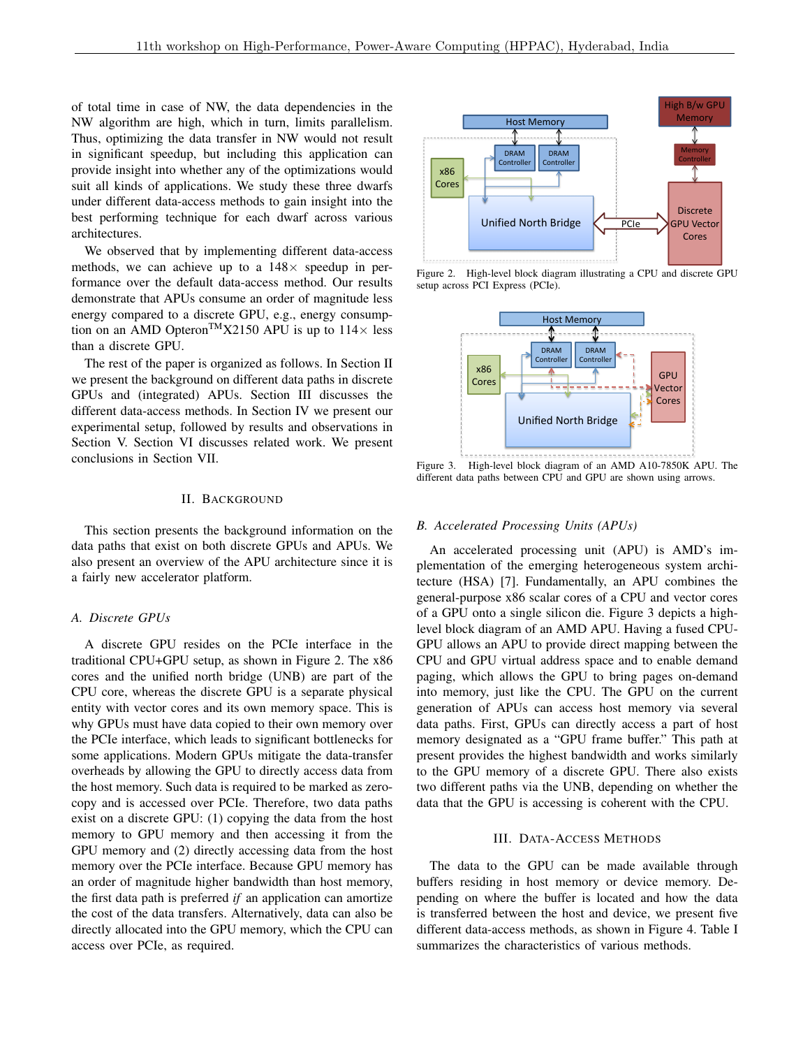of total time in case of NW, the data dependencies in the NW algorithm are high, which in turn, limits parallelism. Thus, optimizing the data transfer in NW would not result in significant speedup, but including this application can provide insight into whether any of the optimizations would suit all kinds of applications. We study these three dwarfs under different data-access methods to gain insight into the best performing technique for each dwarf across various architectures.

We observed that by implementing different data-access methods, we can achieve up to a 148× speedup in performance over the default data-access method. Our results demonstrate that APUs consume an order of magnitude less energy compared to a discrete GPU, e.g., energy consumption on an AMD Opteron™X2150 APU is up to 114× less than a discrete GPU.

The rest of the paper is organized as follows. In Section II we present the background on different data paths in discrete GPUs and (integrated) APUs. Section III discusses the different data-access methods. In Section IV we present our experimental setup, followed by results and observations in Section V. Section VI discusses related work. We present conclusions in Section VII.

## II. Background

This section presents the background information on the data paths that exist on both discrete GPUs and APUs. We also present an overview of the APU architecture since it is a fairly new accelerator platform.

### A. Discrete GPUs

A discrete GPU resides on the PCIe interface in the traditional CPU+GPU setup, as shown in Figure 2. The x86 cores and the unified north bridge (UNB) are part of the CPU core, whereas the discrete GPU is a separate physical entity with vector cores and its own memory space. This is why GPUs must have data copied to their own memory over the PCIe interface, which leads to significant bottlenecks for some applications. Modern GPUs mitigate the data-transfer overheads by allowing the GPU to directly access data from the host memory. Such data is required to be marked as zero-copy and is accessed over PCIe. Therefore, two data paths exist on a discrete GPU: (1) copying the data from the host memory to GPU memory and then accessing it from the GPU memory and (2) directly accessing data from the host memory over the PCIe interface. Because GPU memory has an order of magnitude higher bandwidth than host memory, the first data path is preferred *if* an application can amortize the cost of the data transfers. Alternatively, data can also be directly allocated into the GPU memory, which the CPU can access over PCIe, as required.

Figure 2. High-level block diagram illustrating a CPU and discrete GPU setup across PCI Express (PCIe).

Figure 3. High-level block diagram of an AMD A10-7850K APU. The different data paths between CPU and GPU are shown using arrows.

### B. Accelerated Processing Units (APUs)

An accelerated processing unit (APU) is AMD's implementation of the emerging heterogeneous system architecture (HSA) [7]. Fundamentally, an APU combines the general-purpose x86 scalar cores of a CPU and vector cores of a GPU onto a single silicon die. Figure 3 depicts a high-level block diagram of an AMD APU. Having a fused CPU-GPU allows an APU to provide direct mapping between the CPU and GPU virtual address space and to enable demand paging, which allows the GPU to bring pages on-demand into memory, just like the CPU. The GPU on the current generation of APUs can access host memory via several data paths. First, GPUs can directly access a part of host memory designated as a "GPU frame buffer." This path at present provides the highest bandwidth and works similarly to the GPU memory of a discrete GPU. There also exists two different paths via the UNB, depending on whether the data that the GPU is accessing is coherent with the CPU.

## III. Data-Access Methods

The data to the GPU can be made available through buffers residing in host memory or device memory. Depending on where the buffer is located and how the data is transferred between the host and device, we present five different data-access methods, as shown in Figure 4. Table I summarizes the characteristics of various methods.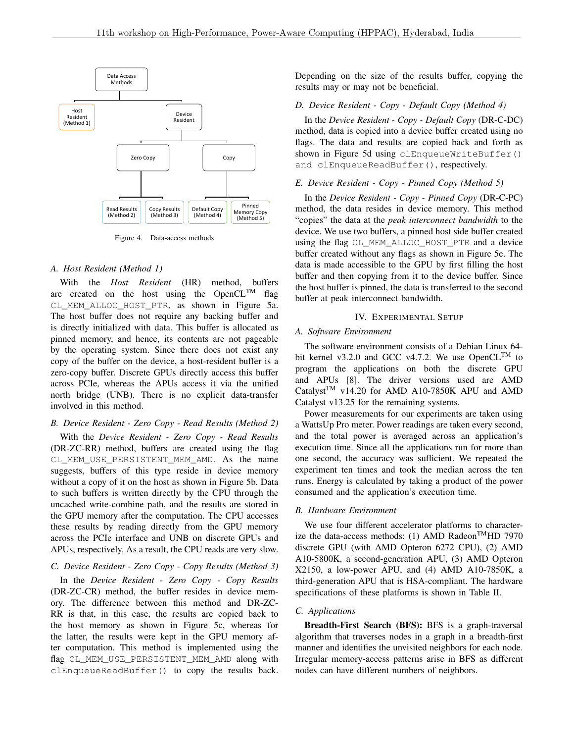Data Access Methods

- Host Resident (Method 1)
- Device Resident
  - Zero Copy
    - Read Results (Method 2)
    - Copy Results (Method 3)
  - Copy
    - Default Copy (Method 4)
    - Pinned Memory Copy (Method 5)

Figure 4. Data-access methods

### A. Host Resident (Method 1)

With the *Host Resident* (HR) method, buffers are created on the host using the OpenCL™ flag `CL_MEM_ALLOC_HOST_PTR`, as shown in Figure 5a. The host buffer does not require any backing buffer and is directly initialized with data. This buffer is allocated as pinned memory, and hence, its contents are not pageable by the operating system. Since there does not exist any copy of the buffer on the device, a host-resident buffer is a zero-copy buffer. Discrete GPUs directly access this buffer across PCIe, whereas the APUs access it via the unified north bridge (UNB). There is no explicit data-transfer involved in this method.

### B. Device Resident - Zero Copy - Read Results (Method 2)

With the *Device Resident - Zero Copy - Read Results* (DR-ZC-RR) method, buffers are created using the flag `CL_MEM_USE_PERSISTENT_MEM_AMD`. As the name suggests, buffers of this type reside in device memory without a copy of it on the host as shown in Figure 5b. Data to such buffers is written directly by the CPU through the uncached write-combine path, and the results are stored in the GPU memory after the computation. The CPU accesses these results by reading directly from the GPU memory across the PCIe interface and UNB on discrete GPUs and APUs, respectively. As a result, the CPU reads are very slow.

### C. Device Resident - Zero Copy - Copy Results (Method 3)

In the *Device Resident - Zero Copy - Copy Results* (DR-ZC-CR) method, the buffer resides in device memory. The difference between this method and DR-ZC-RR is that, in this case, the results are copied back to the host memory as shown in Figure 5c, whereas for the latter, the results were kept in the GPU memory after computation. This method is implemented using the flag `CL_MEM_USE_PERSISTENT_MEM_AMD` along with `clEnqueueReadBuffer()` to copy the results back. Depending on the size of the results buffer, copying the results may or may not be beneficial.

### D. Device Resident - Copy - Default Copy (Method 4)

In the *Device Resident - Copy - Default Copy* (DR-C-DC) method, data is copied into a device buffer created using no flags. The data and results are copied back and forth as shown in Figure 5d using `clEnqueueWriteBuffer()` and `clEnqueueReadBuffer()`, respectively.

### E. Device Resident - Copy - Pinned Copy (Method 5)

In the *Device Resident - Copy - Pinned Copy* (DR-C-PC) method, the data resides in device memory. This method "copies" the data at the *peak interconnect bandwidth* to the device. We use two buffers, a pinned host side buffer created using the flag `CL_MEM_ALLOC_HOST_PTR` and a device buffer created without any flags as shown in Figure 5e. The data is made accessible to the GPU by first filling the host buffer and then copying from it to the device buffer. Since the host buffer is pinned, the data is transferred to the second buffer at peak interconnect bandwidth.

## IV. Experimental Setup

### A. Software Environment

The software environment consists of a Debian Linux 64-bit kernel v3.2.0 and GCC v4.7.2. We use OpenCL™ to program the applications on both the discrete GPU and APUs [8]. The driver versions used are AMD Catalyst™ v14.20 for AMD A10-7850K APU and AMD Catalyst v13.25 for the remaining systems.

Power measurements for our experiments are taken using a WattsUp Pro meter. Power readings are taken every second, and the total power is averaged across an application's execution time. Since all the applications run for more than one second, the accuracy was sufficient. We repeated the experiment ten times and took the median across the ten runs. Energy is calculated by taking a product of the power consumed and the application's execution time.

### B. Hardware Environment

We use four different accelerator platforms to characterize the data-access methods: (1) AMD Radeon™HD 7970 discrete GPU (with AMD Opteron 6272 CPU), (2) AMD A10-5800K, a second-generation APU, (3) AMD Opteron X2150, a low-power APU, and (4) AMD A10-7850K, a third-generation APU that is HSA-compliant. The hardware specifications of these platforms is shown in Table II.

### C. Applications

**Breadth-First Search (BFS):** BFS is a graph-traversal algorithm that traverses nodes in a graph in a breadth-first manner and identifies the unvisited neighbors for each node. Irregular memory-access patterns arise in BFS as different nodes can have different numbers of neighbors.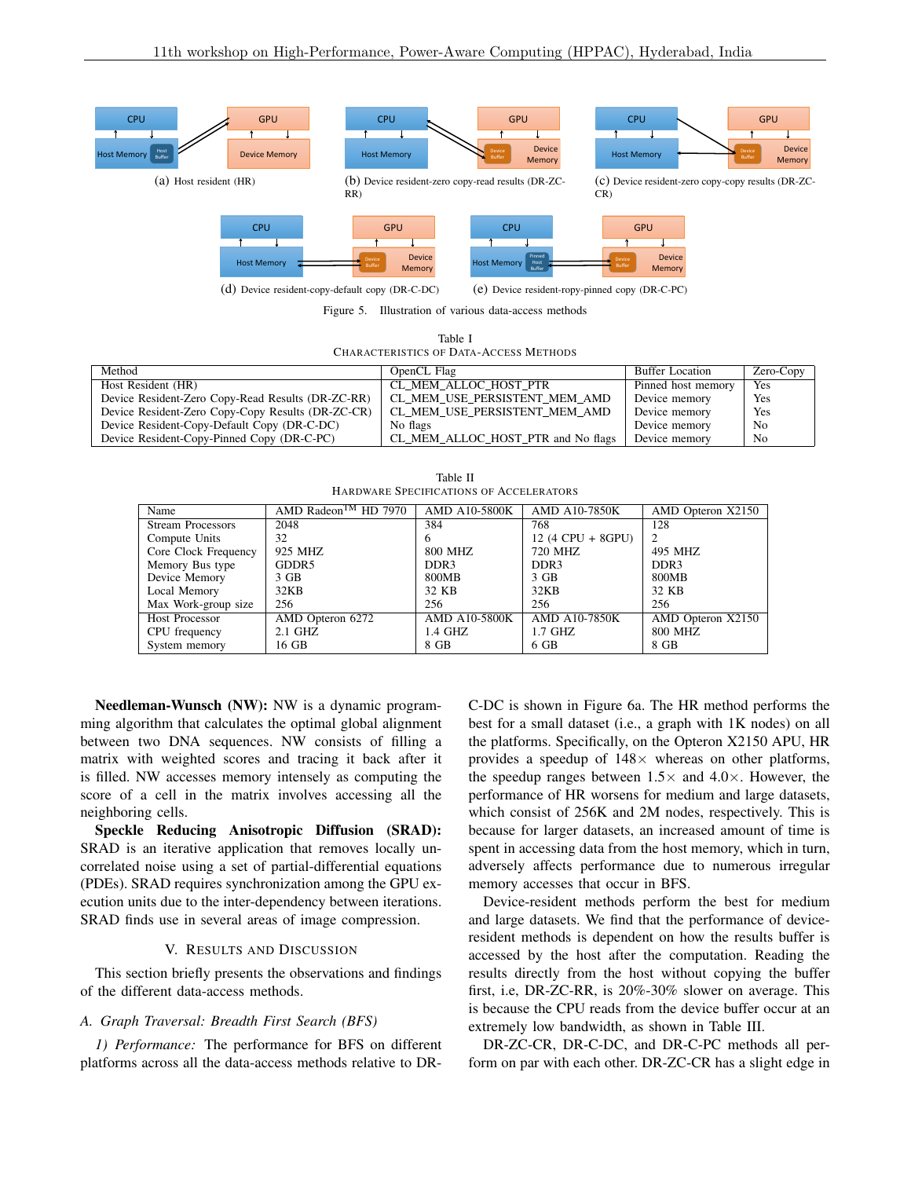(a) Host resident (HR)

(b) Device resident-zero copy-read results (DR-ZC-RR)

(c) Device resident-zero copy-copy results (DR-ZC-CR)

(d) Device resident-copy-default copy (DR-C-DC)

(e) Device resident-ropy-pinned copy (DR-C-PC)

Figure 5. Illustration of various data-access methods

Table I
CHARACTERISTICS OF DATA-ACCESS METHODS

| Method | OpenCL Flag | Buffer Location | Zero-Copy |
|---|---|---|---|
| Host Resident (HR) | CL_MEM_ALLOC_HOST_PTR | Pinned host memory | Yes |
| Device Resident-Zero Copy-Read Results (DR-ZC-RR) | CL_MEM_USE_PERSISTENT_MEM_AMD | Device memory | Yes |
| Device Resident-Zero Copy-Copy Results (DR-ZC-CR) | CL_MEM_USE_PERSISTENT_MEM_AMD | Device memory | Yes |
| Device Resident-Copy-Default Copy (DR-C-DC) | No flags | Device memory | No |
| Device Resident-Copy-Pinned Copy (DR-C-PC) | CL_MEM_ALLOC_HOST_PTR and No flags | Device memory | No |

Table II
HARDWARE SPECIFICATIONS OF ACCELERATORS

| Name | AMD Radeon™ HD 7970 | AMD A10-5800K | AMD A10-7850K | AMD Opteron X2150 |
|---|---|---|---|---|
| Stream Processors | 2048 | 384 | 768 | 128 |
| Compute Units | 32 | 6 | 12 (4 CPU + 8GPU) | 2 |
| Core Clock Frequency | 925 MHZ | 800 MHZ | 720 MHZ | 495 MHZ |
| Memory Bus type | GDDR5 | DDR3 | DDR3 | DDR3 |
| Device Memory | 3 GB | 800MB | 3 GB | 800MB |
| Local Memory | 32KB | 32 KB | 32KB | 32 KB |
| Max Work-group size | 256 | 256 | 256 | 256 |
| Host Processor | AMD Opteron 6272 | AMD A10-5800K | AMD A10-7850K | AMD Opteron X2150 |
| CPU frequency | 2.1 GHZ | 1.4 GHZ | 1.7 GHZ | 800 MHZ |
| System memory | 16 GB | 8 GB | 6 GB | 8 GB |

**Needleman-Wunsch (NW):** NW is a dynamic programming algorithm that calculates the optimal global alignment between two DNA sequences. NW consists of filling a matrix with weighted scores and tracing it back after it is filled. NW accesses memory intensely as computing the score of a cell in the matrix involves accessing all the neighboring cells.

**Speckle Reducing Anisotropic Diffusion (SRAD):** SRAD is an iterative application that removes locally uncorrelated noise using a set of partial-differential equations (PDEs). SRAD requires synchronization among the GPU execution units due to the inter-dependency between iterations. SRAD finds use in several areas of image compression.

## V. RESULTS AND DISCUSSION

This section briefly presents the observations and findings of the different data-access methods.

### A. Graph Traversal: Breadth First Search (BFS)

*1) Performance:* The performance for BFS on different platforms across all the data-access methods relative to DR-C-DC is shown in Figure 6a. The HR method performs the best for a small dataset (i.e., a graph with 1K nodes) on all the platforms. Specifically, on the Opteron X2150 APU, HR provides a speedup of 148× whereas on other platforms, the speedup ranges between 1.5× and 4.0×. However, the performance of HR worsens for medium and large datasets, which consist of 256K and 2M nodes, respectively. This is because for larger datasets, an increased amount of time is spent in accessing data from the host memory, which in turn, adversely affects performance due to numerous irregular memory accesses that occur in BFS.

Device-resident methods perform the best for medium and large datasets. We find that the performance of device-resident methods is dependent on how the results buffer is accessed by the host after the computation. Reading the results directly from the host without copying the buffer first, i.e, DR-ZC-RR, is 20%-30% slower on average. This is because the CPU reads from the device buffer occur at an extremely low bandwidth, as shown in Table III.

DR-ZC-CR, DR-C-DC, and DR-C-PC methods all perform on par with each other. DR-ZC-CR has a slight edge in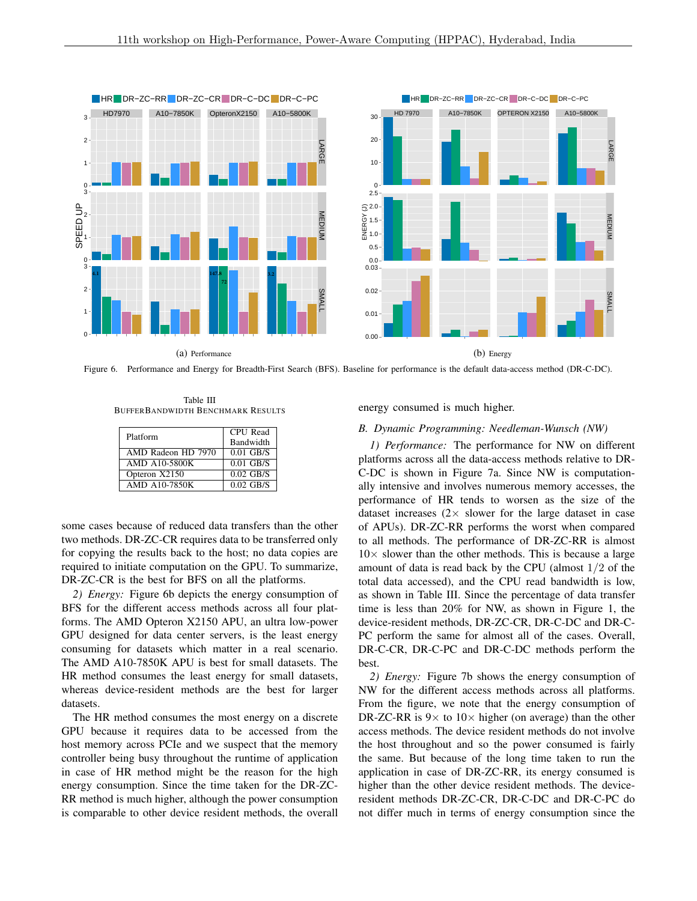(a) Performance

(b) Energy

Figure 6. Performance and Energy for Breadth-First Search (BFS). Baseline for performance is the default data-access method (DR-C-DC).

Table III
BUFFERBANDWIDTH BENCHMARK RESULTS

| Platform | CPU Read Bandwidth |
|---|---|
| AMD Radeon HD 7970 | 0.01 GB/S |
| AMD A10-5800K | 0.01 GB/S |
| Opteron X2150 | 0.02 GB/S |
| AMD A10-7850K | 0.02 GB/S |

some cases because of reduced data transfers than the other two methods. DR-ZC-CR requires data to be transferred only for copying the results back to the host; no data copies are required to initiate computation on the GPU. To summarize, DR-ZC-CR is the best for BFS on all the platforms.

*2) Energy:* Figure 6b depicts the energy consumption of BFS for the different access methods across all four platforms. The AMD Opteron X2150 APU, an ultra low-power GPU designed for data center servers, is the least energy consuming for datasets which matter in a real scenario. The AMD A10-7850K APU is best for small datasets. The HR method consumes the least energy for small datasets, whereas device-resident methods are the best for larger datasets.

The HR method consumes the most energy on a discrete GPU because it requires data to be accessed from the host memory across PCIe and we suspect that the memory controller being busy throughout the runtime of application in case of HR method might be the reason for the high energy consumption. Since the time taken for the DR-ZC-RR method is much higher, although the power consumption is comparable to other device resident methods, the overall energy consumed is much higher.

### B. Dynamic Programming: Needleman-Wunsch (NW)

*1) Performance:* The performance for NW on different platforms across all the data-access methods relative to DR-C-DC is shown in Figure 7a. Since NW is computationally intensive and involves numerous memory accesses, the performance of HR tends to worsen as the size of the dataset increases ($2\times$ slower for the large dataset in case of APUs). DR-ZC-RR performs the worst when compared to all methods. The performance of DR-ZC-RR is almost $10\times$ slower than the other methods. This is because a large amount of data is read back by the CPU (almost $1/2$ of the total data accessed), and the CPU read bandwidth is low, as shown in Table III. Since the percentage of data transfer time is less than 20% for NW, as shown in Figure 1, the device-resident methods, DR-ZC-CR, DR-C-DC and DR-C-PC perform the same for almost all of the cases. Overall, DR-C-CR, DR-C-PC and DR-C-DC methods perform the best.

*2) Energy:* Figure 7b shows the energy consumption of NW for the different access methods across all platforms. From the figure, we note that the energy consumption of DR-ZC-RR is $9\times$ to $10\times$ higher (on average) than the other access methods. The device resident methods do not involve the host throughout and so the power consumed is fairly the same. But because of the long time taken to run the application in case of DR-ZC-RR, its energy consumed is higher than the other device resident methods. The device-resident methods DR-ZC-CR, DR-C-DC and DR-C-PC do not differ much in terms of energy consumption since the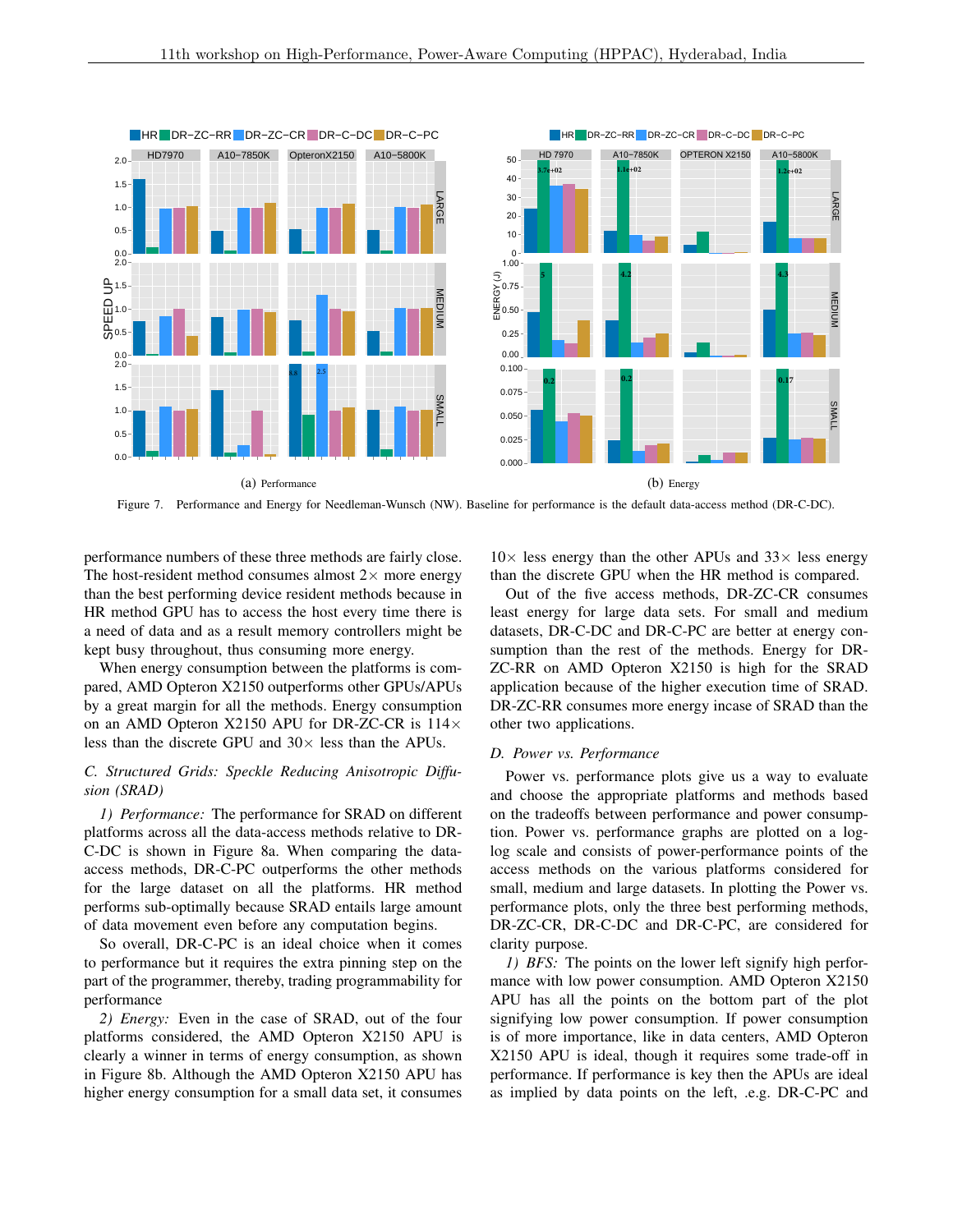(a) Performance

(b) Energy

Figure 7. Performance and Energy for Needleman-Wunsch (NW). Baseline for performance is the default data-access method (DR-C-DC).

performance numbers of these three methods are fairly close. The host-resident method consumes almost 2× more energy than the best performing device resident methods because in HR method GPU has to access the host every time there is a need of data and as a result memory controllers might be kept busy throughout, thus consuming more energy.

When energy consumption between the platforms is compared, AMD Opteron X2150 outperforms other GPUs/APUs by a great margin for all the methods. Energy consumption on an AMD Opteron X2150 APU for DR-ZC-CR is 114× less than the discrete GPU and 30× less than the APUs.

### C. Structured Grids: Speckle Reducing Anisotropic Diffusion (SRAD)

*1) Performance:* The performance for SRAD on different platforms across all the data-access methods relative to DR-C-DC is shown in Figure 8a. When comparing the data-access methods, DR-C-PC outperforms the other methods for the large dataset on all the platforms. HR method performs sub-optimally because SRAD entails large amount of data movement even before any computation begins.

So overall, DR-C-PC is an ideal choice when it comes to performance but it requires the extra pinning step on the part of the programmer, thereby, trading programmability for performance

*2) Energy:* Even in the case of SRAD, out of the four platforms considered, the AMD Opteron X2150 APU is clearly a winner in terms of energy consumption, as shown in Figure 8b. Although the AMD Opteron X2150 APU has higher energy consumption for a small data set, it consumes 10× less energy than the other APUs and 33× less energy than the discrete GPU when the HR method is compared.

Out of the five access methods, DR-ZC-CR consumes least energy for large data sets. For small and medium datasets, DR-C-DC and DR-C-PC are better at energy consumption than the rest of the methods. Energy for DR-ZC-RR on AMD Opteron X2150 is high for the SRAD application because of the higher execution time of SRAD. DR-ZC-RR consumes more energy incase of SRAD than the other two applications.

### D. Power vs. Performance

Power vs. performance plots give us a way to evaluate and choose the appropriate platforms and methods based on the tradeoffs between performance and power consumption. Power vs. performance graphs are plotted on a log-log scale and consists of power-performance points of the access methods on the various platforms considered for small, medium and large datasets. In plotting the Power vs. performance plots, only the three best performing methods, DR-ZC-CR, DR-C-DC and DR-C-PC, are considered for clarity purpose.

*1) BFS:* The points on the lower left signify high performance with low power consumption. AMD Opteron X2150 APU has all the points on the bottom part of the plot signifying low power consumption. If power consumption is of more importance, like in data centers, AMD Opteron X2150 APU is ideal, though it requires some trade-off in performance. If performance is key then the APUs are ideal as implied by data points on the left, .e.g. DR-C-PC and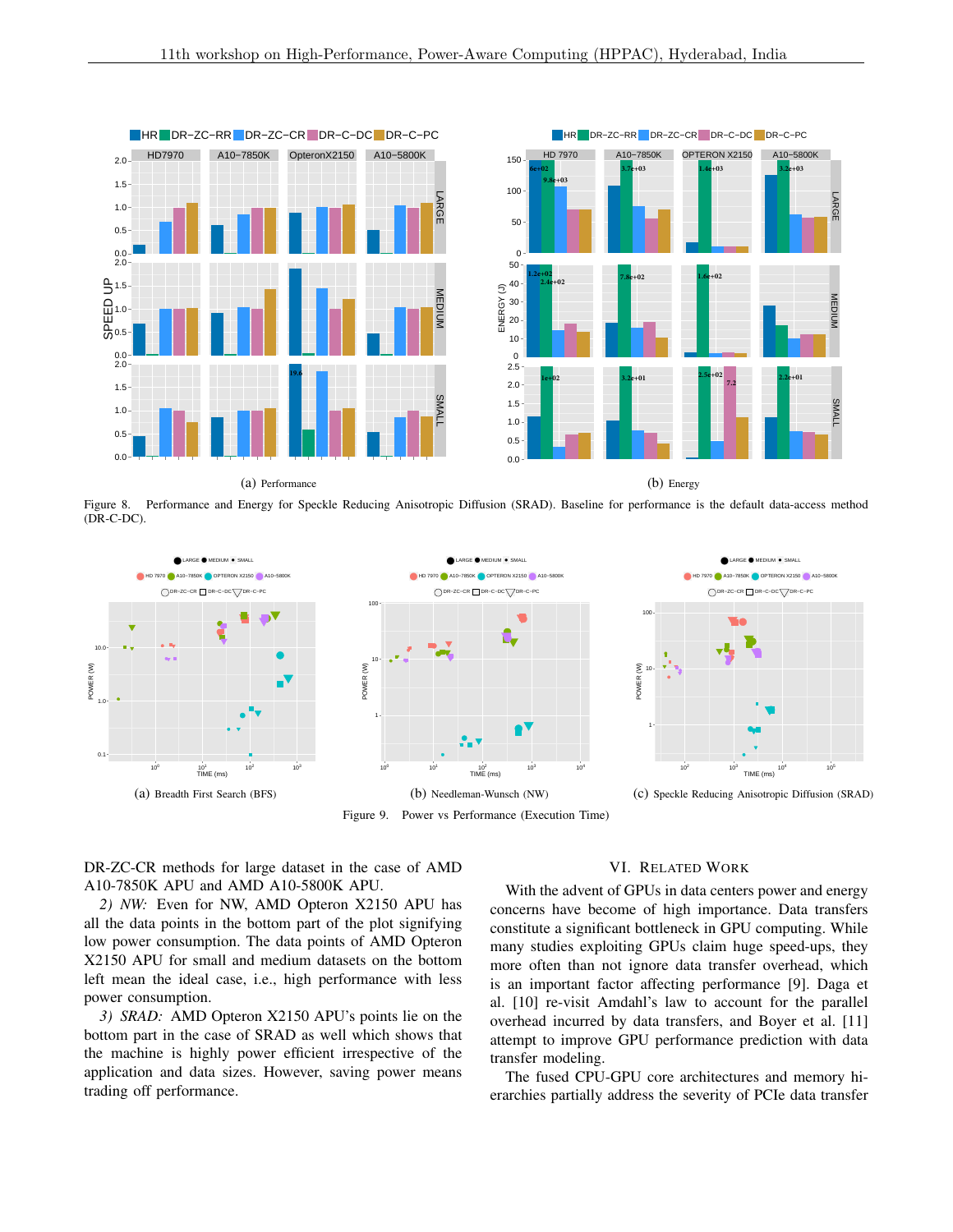(a) Performance

(b) Energy

Figure 8. Performance and Energy for Speckle Reducing Anisotropic Diffusion (SRAD). Baseline for performance is the default data-access method (DR-C-DC).

(a) Breadth First Search (BFS)

(b) Needleman-Wunsch (NW)

(c) Speckle Reducing Anisotropic Diffusion (SRAD)

Figure 9. Power vs Performance (Execution Time)

DR-ZC-CR methods for large dataset in the case of AMD A10-7850K APU and AMD A10-5800K APU.

*2) NW:* Even for NW, AMD Opteron X2150 APU has all the data points in the bottom part of the plot signifying low power consumption. The data points of AMD Opteron X2150 APU for small and medium datasets on the bottom left mean the ideal case, i.e., high performance with less power consumption.

*3) SRAD:* AMD Opteron X2150 APU's points lie on the bottom part in the case of SRAD as well which shows that the machine is highly power efficient irrespective of the application and data sizes. However, saving power means trading off performance.

## VI. Related Work

With the advent of GPUs in data centers power and energy concerns have become of high importance. Data transfers constitute a significant bottleneck in GPU computing. While many studies exploiting GPUs claim huge speed-ups, they more often than not ignore data transfer overhead, which is an important factor affecting performance [9]. Daga et al. [10] re-visit Amdahl's law to account for the parallel overhead incurred by data transfers, and Boyer et al. [11] attempt to improve GPU performance prediction with data transfer modeling.

The fused CPU-GPU core architectures and memory hierarchies partially address the severity of PCIe data transfer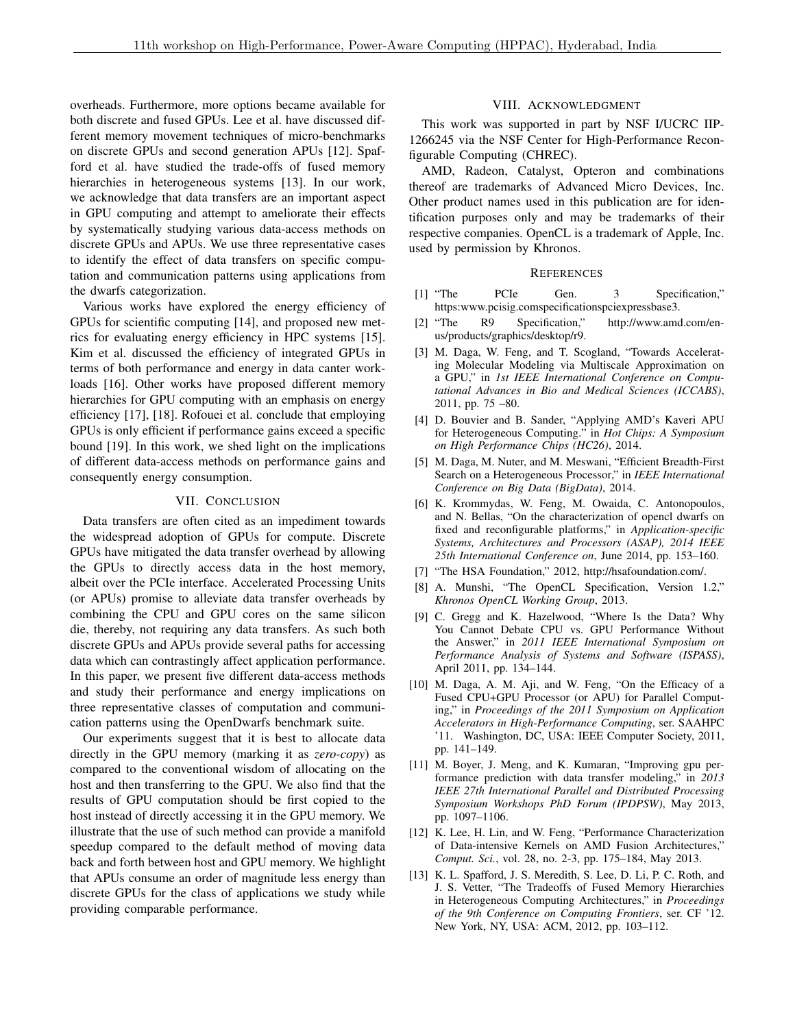overheads. Furthermore, more options became available for both discrete and fused GPUs. Lee et al. have discussed different memory movement techniques of micro-benchmarks on discrete GPUs and second generation APUs [12]. Spafford et al. have studied the trade-offs of fused memory hierarchies in heterogeneous systems [13]. In our work, we acknowledge that data transfers are an important aspect in GPU computing and attempt to ameliorate their effects by systematically studying various data-access methods on discrete GPUs and APUs. We use three representative cases to identify the effect of data transfers on specific computation and communication patterns using applications from the dwarfs categorization.

Various works have explored the energy efficiency of GPUs for scientific computing [14], and proposed new metrics for evaluating energy efficiency in HPC systems [15]. Kim et al. discussed the efficiency of integrated GPUs in terms of both performance and energy in data canter workloads [16]. Other works have proposed different memory hierarchies for GPU computing with an emphasis on energy efficiency [17], [18]. Rofouei et al. conclude that employing GPUs is only efficient if performance gains exceed a specific bound [19]. In this work, we shed light on the implications of different data-access methods on performance gains and consequently energy consumption.

## VII. Conclusion

Data transfers are often cited as an impediment towards the widespread adoption of GPUs for compute. Discrete GPUs have mitigated the data transfer overhead by allowing the GPUs to directly access data in the host memory, albeit over the PCIe interface. Accelerated Processing Units (or APUs) promise to alleviate data transfer overheads by combining the CPU and GPU cores on the same silicon die, thereby, not requiring any data transfers. As such both discrete GPUs and APUs provide several paths for accessing data which can contrastingly affect application performance. In this paper, we present five different data-access methods and study their performance and energy implications on three representative classes of computation and communication patterns using the OpenDwarfs benchmark suite.

Our experiments suggest that it is best to allocate data directly in the GPU memory (marking it as *zero-copy*) as compared to the conventional wisdom of allocating on the host and then transferring to the GPU. We also find that the results of GPU computation should be first copied to the host instead of directly accessing it in the GPU memory. We illustrate that the use of such method can provide a manifold speedup compared to the default method of moving data back and forth between host and GPU memory. We highlight that APUs consume an order of magnitude less energy than discrete GPUs for the class of applications we study while providing comparable performance.

## VIII. Acknowledgment

This work was supported in part by NSF I/UCRC IIP-1266245 via the NSF Center for High-Performance Reconfigurable Computing (CHREC).

AMD, Radeon, Catalyst, Opteron and combinations thereof are trademarks of Advanced Micro Devices, Inc. Other product names used in this publication are for identification purposes only and may be trademarks of their respective companies. OpenCL is a trademark of Apple, Inc. used by permission by Khronos.

## References

[1] "The PCIe Gen. 3 Specification," https:www.pcisig.comspecificationspciexpressbase3.

[2] "The R9 Specification," http://www.amd.com/en-us/products/graphics/desktop/r9.

[3] M. Daga, W. Feng, and T. Scogland, "Towards Accelerating Molecular Modeling via Multiscale Approximation on a GPU," in *1st IEEE International Conference on Computational Advances in Bio and Medical Sciences (ICCABS)*, 2011, pp. 75 –80.

[4] D. Bouvier and B. Sander, "Applying AMD's Kaveri APU for Heterogeneous Computing." in *Hot Chips: A Symposium on High Performance Chips (HC26)*, 2014.

[5] M. Daga, M. Nuter, and M. Meswani, "Efficient Breadth-First Search on a Heterogeneous Processor," in *IEEE International Conference on Big Data (BigData)*, 2014.

[6] K. Krommydas, W. Feng, M. Owaida, C. Antonopoulos, and N. Bellas, "On the characterization of opencl dwarfs on fixed and reconfigurable platforms," in *Application-specific Systems, Architectures and Processors (ASAP), 2014 IEEE 25th International Conference on*, June 2014, pp. 153–160.

[7] "The HSA Foundation," 2012, http://hsafoundation.com/.

[8] A. Munshi, "The OpenCL Specification, Version 1.2," *Khronos OpenCL Working Group*, 2013.

[9] C. Gregg and K. Hazelwood, "Where Is the Data? Why You Cannot Debate CPU vs. GPU Performance Without the Answer," in *2011 IEEE International Symposium on Performance Analysis of Systems and Software (ISPASS)*, April 2011, pp. 134–144.

[10] M. Daga, A. M. Aji, and W. Feng, "On the Efficacy of a Fused CPU+GPU Processor (or APU) for Parallel Computing," in *Proceedings of the 2011 Symposium on Application Accelerators in High-Performance Computing*, ser. SAAHPC '11. Washington, DC, USA: IEEE Computer Society, 2011, pp. 141–149.

[11] M. Boyer, J. Meng, and K. Kumaran, "Improving gpu performance prediction with data transfer modeling," in *2013 IEEE 27th International Parallel and Distributed Processing Symposium Workshops PhD Forum (IPDPSW)*, May 2013, pp. 1097–1106.

[12] K. Lee, H. Lin, and W. Feng, "Performance Characterization of Data-intensive Kernels on AMD Fusion Architectures," *Comput. Sci.*, vol. 28, no. 2-3, pp. 175–184, May 2013.

[13] K. L. Spafford, J. S. Meredith, S. Lee, D. Li, P. C. Roth, and J. S. Vetter, "The Tradeoffs of Fused Memory Hierarchies in Heterogeneous Computing Architectures," in *Proceedings of the 9th Conference on Computing Frontiers*, ser. CF '12. New York, NY, USA: ACM, 2012, pp. 103–112.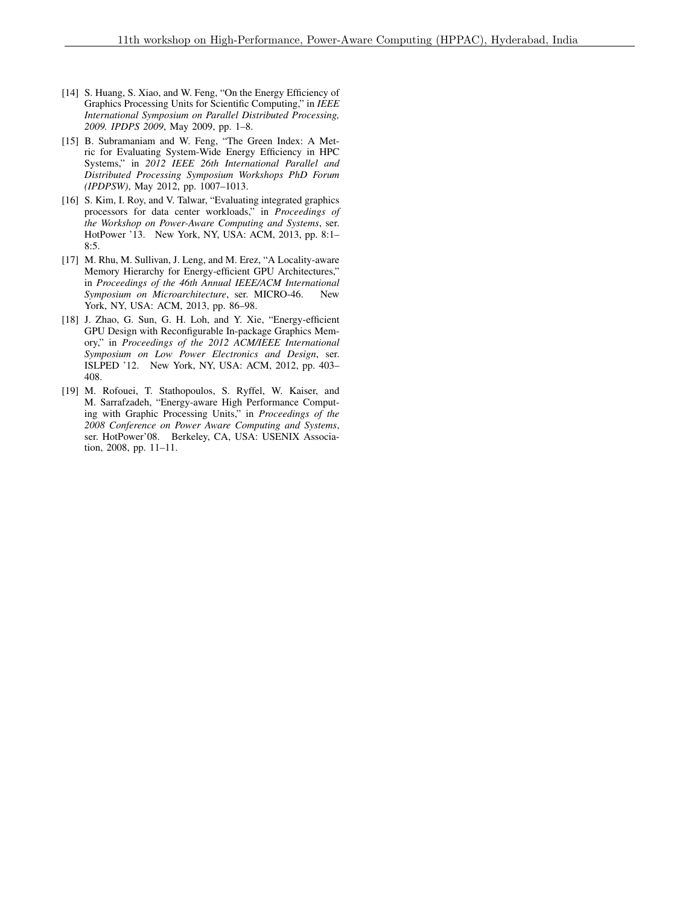[14] S. Huang, S. Xiao, and W. Feng, "On the Energy Efficiency of Graphics Processing Units for Scientific Computing," in *IEEE International Symposium on Parallel Distributed Processing, 2009. IPDPS 2009*, May 2009, pp. 1–8.

[15] B. Subramaniam and W. Feng, "The Green Index: A Metric for Evaluating System-Wide Energy Efficiency in HPC Systems," in *2012 IEEE 26th International Parallel and Distributed Processing Symposium Workshops PhD Forum (IPDPSW)*, May 2012, pp. 1007–1013.

[16] S. Kim, I. Roy, and V. Talwar, "Evaluating integrated graphics processors for data center workloads," in *Proceedings of the Workshop on Power-Aware Computing and Systems*, ser. HotPower '13. New York, NY, USA: ACM, 2013, pp. 8:1–8:5.

[17] M. Rhu, M. Sullivan, J. Leng, and M. Erez, "A Locality-aware Memory Hierarchy for Energy-efficient GPU Architectures," in *Proceedings of the 46th Annual IEEE/ACM International Symposium on Microarchitecture*, ser. MICRO-46. New York, NY, USA: ACM, 2013, pp. 86–98.

[18] J. Zhao, G. Sun, G. H. Loh, and Y. Xie, "Energy-efficient GPU Design with Reconfigurable In-package Graphics Memory," in *Proceedings of the 2012 ACM/IEEE International Symposium on Low Power Electronics and Design*, ser. ISLPED '12. New York, NY, USA: ACM, 2012, pp. 403–408.

[19] M. Rofouei, T. Stathopoulos, S. Ryffel, W. Kaiser, and M. Sarrafzadeh, "Energy-aware High Performance Computing with Graphic Processing Units," in *Proceedings of the 2008 Conference on Power Aware Computing and Systems*, ser. HotPower'08. Berkeley, CA, USA: USENIX Association, 2008, pp. 11–11.